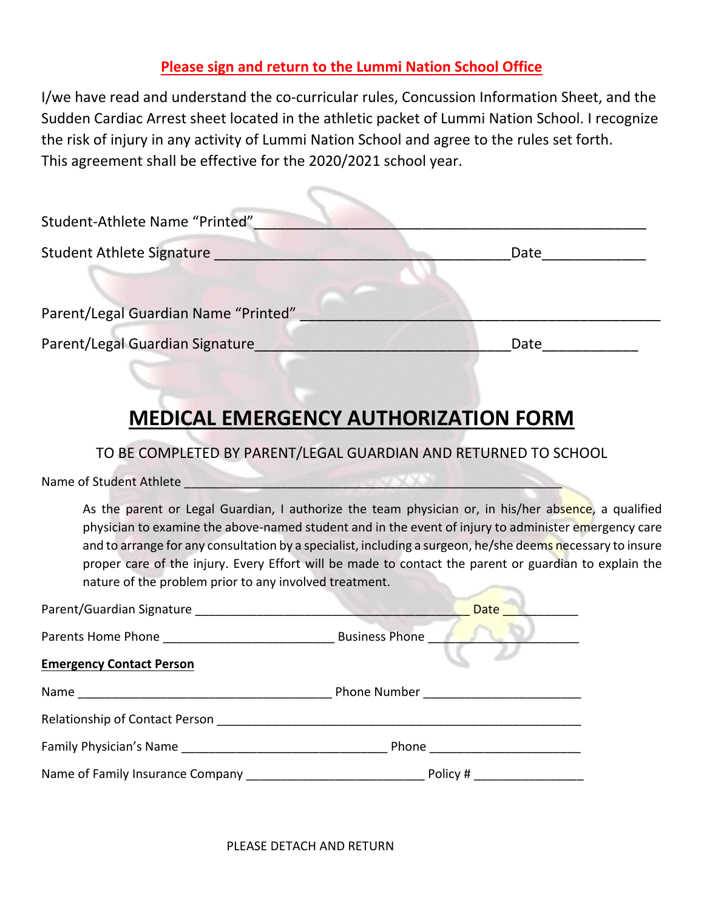**Please sign and return to the Lummi Nation School Office**

I/we have read and understand the co-curricular rules, Concussion Information Sheet, and the Sudden Cardiac Arrest sheet located in the athletic packet of Lummi Nation School. I recognize the risk of injury in any activity of Lummi Nation School and agree to the rules set forth. This agreement shall be effective for the 2020/2021 school year.

Student-Athlete Name "Printed"_______________________________________________

Student Athlete Signature _________________________________ Date____________

Parent/Legal Guardian Name "Printed" ________________________________________

Parent/Legal Guardian Signature____________________________ Date___________

# MEDICAL EMERGENCY AUTHORIZATION FORM

TO BE COMPLETED BY PARENT/LEGAL GUARDIAN AND RETURNED TO SCHOOL

Name of Student Athlete ___________________________________________________

As the parent or Legal Guardian, I authorize the team physician or, in his/her absence, a qualified physician to examine the above-named student and in the event of injury to administer emergency care and to arrange for any consultation by a specialist, including a surgeon, he/she deems necessary to insure proper care of the injury. Every Effort will be made to contact the parent or guardian to explain the nature of the problem prior to any involved treatment.

Parent/Guardian Signature ____________________________________ Date __________

Parents Home Phone ________________________ Business Phone ____________________

**Emergency Contact Person**

Name __________________________________ Phone Number _____________________

Relationship of Contact Person ____________________________________________________

Family Physician's Name ____________________________ Phone _____________________

Name of Family Insurance Company _________________________ Policy # _______________

PLEASE DETACH AND RETURN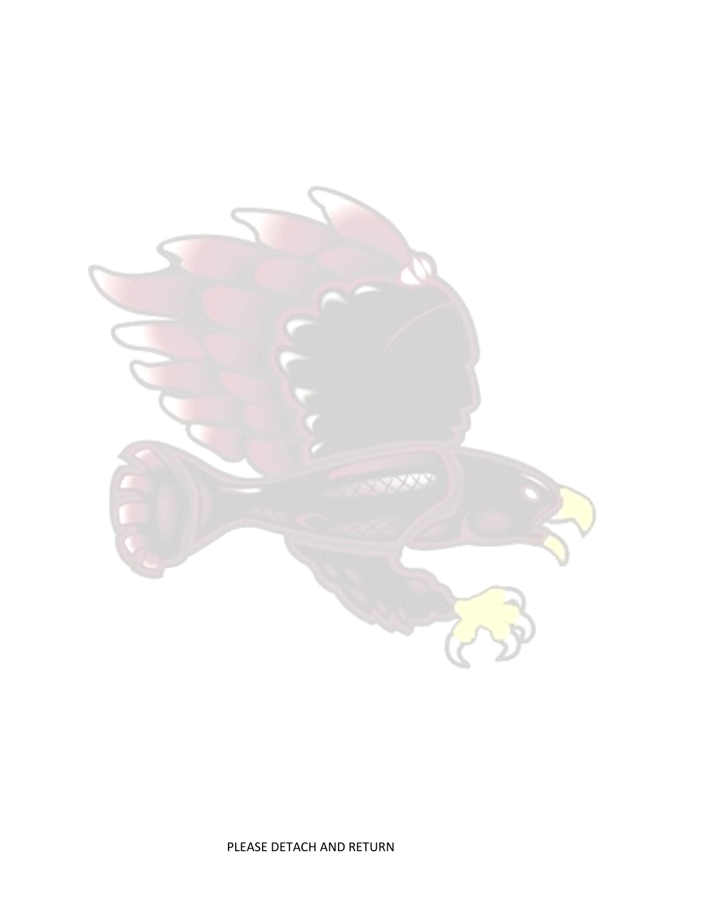PLEASE DETACH AND RETURN